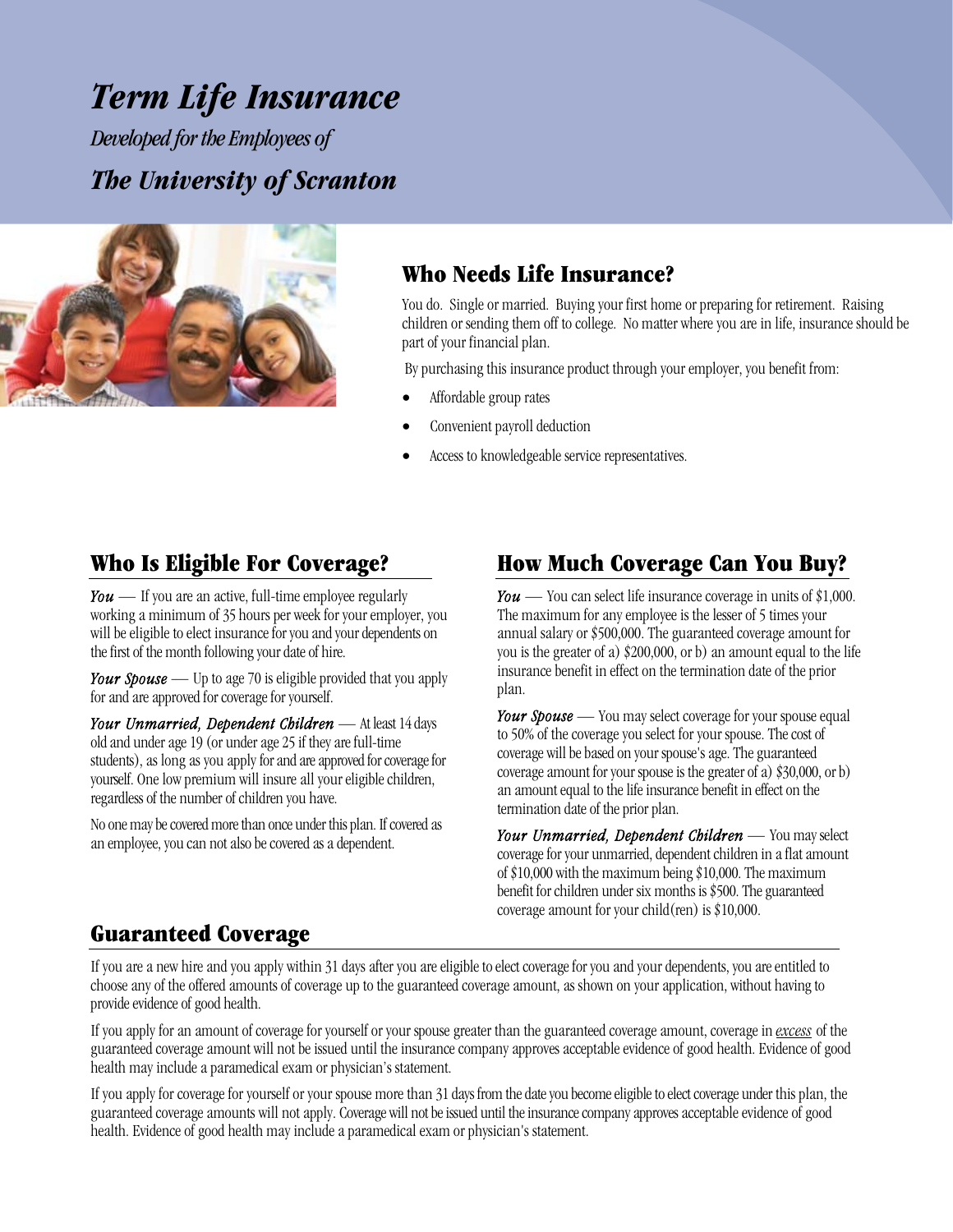# *Term Life Insurance*

*Developed for the Employees of*

***The University of Scranton***

## Who Needs Life Insurance?

You do. Single or married. Buying your first home or preparing for retirement. Raising children or sending them off to college. No matter where you are in life, insurance should be part of your financial plan.

By purchasing this insurance product through your employer, you benefit from:

- Affordable group rates
- Convenient payroll deduction
- Access to knowledgeable service representatives.

## Who Is Eligible For Coverage?

***You*** — If you are an active, full-time employee regularly working a minimum of 35 hours per week for your employer, you will be eligible to elect insurance for you and your dependents on the first of the month following your date of hire.

***Your Spouse*** — Up to age 70 is eligible provided that you apply for and are approved for coverage for yourself.

***Your Unmarried, Dependent Children*** — At least 14 days old and under age 19 (or under age 25 if they are full-time students), as long as you apply for and are approved for coverage for yourself. One low premium will insure all your eligible children, regardless of the number of children you have.

No one may be covered more than once under this plan. If covered as an employee, you can not also be covered as a dependent.

## How Much Coverage Can You Buy?

***You*** — You can select life insurance coverage in units of $1,000. The maximum for any employee is the lesser of 5 times your annual salary or $500,000. The guaranteed coverage amount for you is the greater of a) $200,000, or b) an amount equal to the life insurance benefit in effect on the termination date of the prior plan.

***Your Spouse*** — You may select coverage for your spouse equal to 50% of the coverage you select for your spouse. The cost of coverage will be based on your spouse's age. The guaranteed coverage amount for your spouse is the greater of a) $30,000, or b) an amount equal to the life insurance benefit in effect on the termination date of the prior plan.

***Your Unmarried, Dependent Children*** — You may select coverage for your unmarried, dependent children in a flat amount of $10,000 with the maximum being $10,000. The maximum benefit for children under six months is $500. The guaranteed coverage amount for your child(ren) is $10,000.

## Guaranteed Coverage

If you are a new hire and you apply within 31 days after you are eligible to elect coverage for you and your dependents, you are entitled to choose any of the offered amounts of coverage up to the guaranteed coverage amount, as shown on your application, without having to provide evidence of good health.

If you apply for an amount of coverage for yourself or your spouse greater than the guaranteed coverage amount, coverage in *excess* of the guaranteed coverage amount will not be issued until the insurance company approves acceptable evidence of good health. Evidence of good health may include a paramedical exam or physician's statement.

If you apply for coverage for yourself or your spouse more than 31 days from the date you become eligible to elect coverage under this plan, the guaranteed coverage amounts will not apply. Coverage will not be issued until the insurance company approves acceptable evidence of good health. Evidence of good health may include a paramedical exam or physician's statement.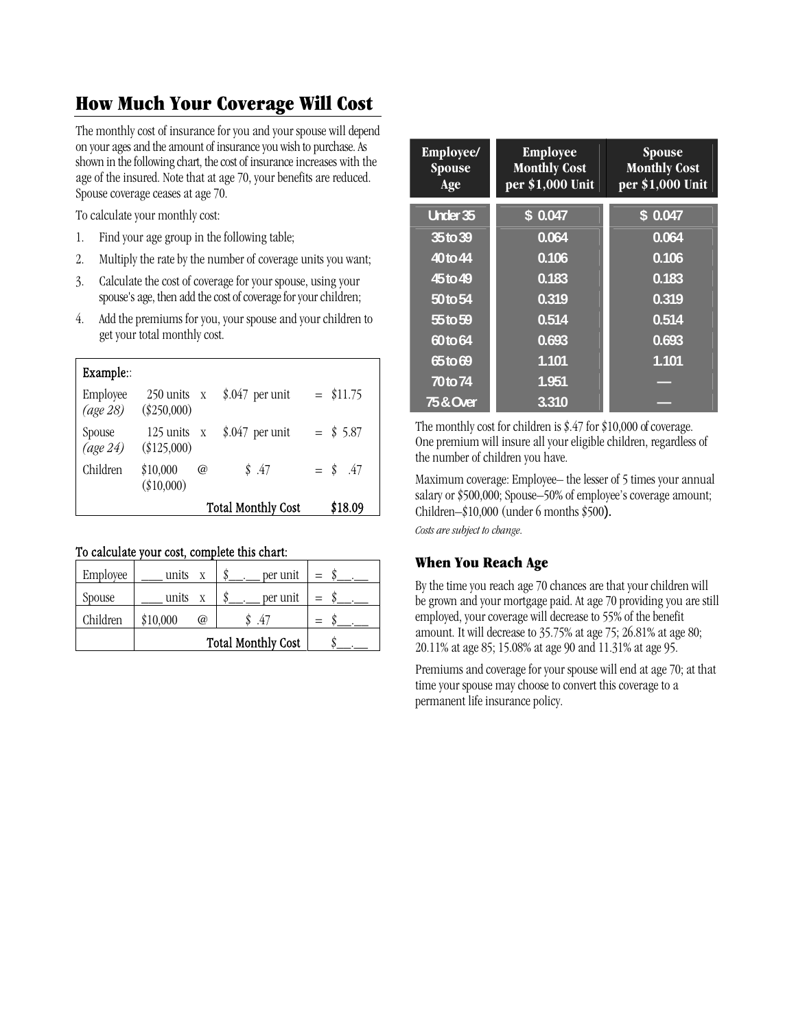## How Much Your Coverage Will Cost

The monthly cost of insurance for you and your spouse will depend on your ages and the amount of insurance you wish to purchase. As shown in the following chart, the cost of insurance increases with the age of the insured. Note that at age 70, your benefits are reduced. Spouse coverage ceases at age 70.

To calculate your monthly cost:

1. Find your age group in the following table;
2. Multiply the rate by the number of coverage units you want;
3. Calculate the cost of coverage for your spouse, using your spouse's age, then add the cost of coverage for your children;
4. Add the premiums for you, your spouse and your children to get your total monthly cost.

| Example:: | | | | | |
|---|---|---|---|---|---|
| Employee *(age 28)* | 250 units ($250,000) | x | $.047 per unit | = | $11.75 |
| Spouse *(age 24)* | 125 units ($125,000) | x | $.047 per unit | = | $ 5.87 |
| Children | $10,000 ($10,000) | @ | $ .47 | = | $ .47 |
| | | | Total Monthly Cost | | $18.09 |

To calculate your cost, complete this chart:

| | | | | |
|---|---|---|---|---|
| Employee | ___ units | x | $__.__ per unit | = $__.__ |
| Spouse | ___ units | x | $__.__ per unit | = $__.__ |
| Children | $10,000 | @ | $ .47 | = $__.__ |
| | Total Monthly Cost | | | $__.__ |

| Employee/ Spouse Age | Employee Monthly Cost per $1,000 Unit | Spouse Monthly Cost per $1,000 Unit |
|---|---|---|
| Under 35 | $ 0.047 | $ 0.047 |
| 35 to 39 | 0.064 | 0.064 |
| 40 to 44 | 0.106 | 0.106 |
| 45 to 49 | 0.183 | 0.183 |
| 50 to 54 | 0.319 | 0.319 |
| 55 to 59 | 0.514 | 0.514 |
| 60 to 64 | 0.693 | 0.693 |
| 65 to 69 | 1.101 | 1.101 |
| 70 to 74 | 1.951 | — |
| 75 & Over | 3.310 | — |

The monthly cost for children is $.47 for $10,000 of coverage. One premium will insure all your eligible children, regardless of the number of children you have.

Maximum coverage: Employee– the lesser of 5 times your annual salary or $500,000; Spouse–50% of employee's coverage amount; Children–$10,000 (under 6 months $500).

*Costs are subject to change.*

### When You Reach Age

By the time you reach age 70 chances are that your children will be grown and your mortgage paid. At age 70 providing you are still employed, your coverage will decrease to 55% of the benefit amount. It will decrease to 35.75% at age 75; 26.81% at age 80; 20.11% at age 85; 15.08% at age 90 and 11.31% at age 95.

Premiums and coverage for your spouse will end at age 70; at that time your spouse may choose to convert this coverage to a permanent life insurance policy.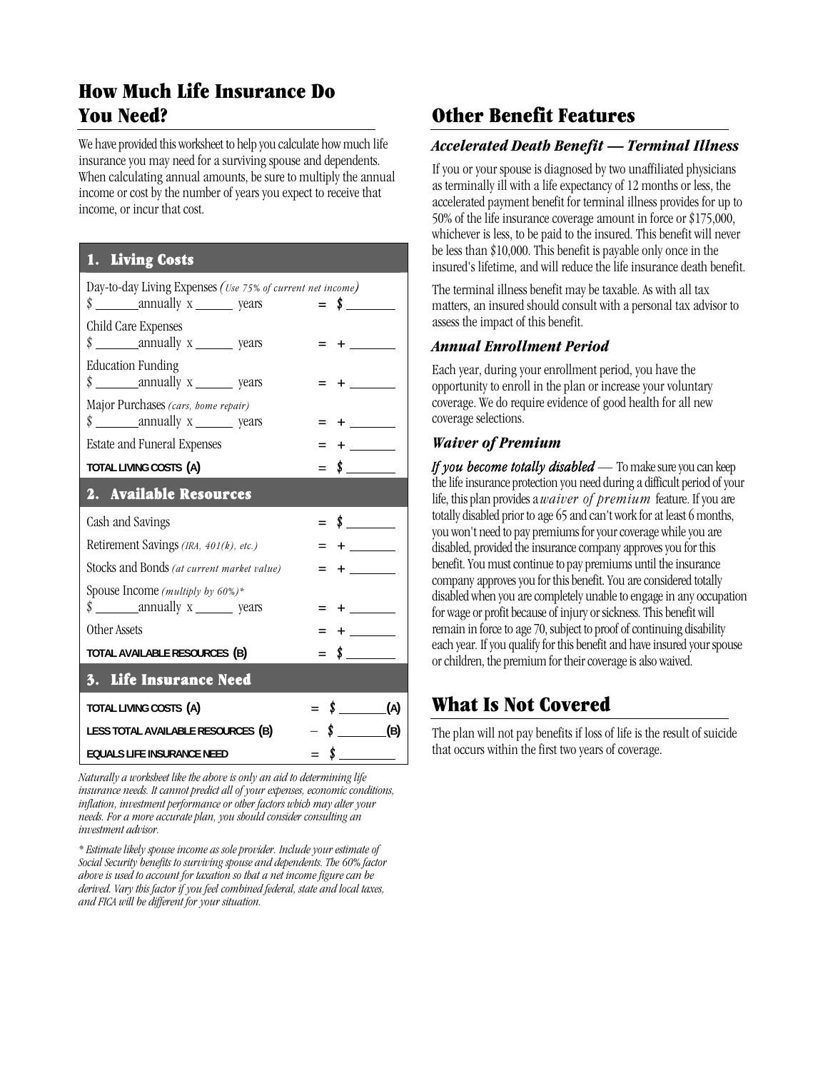## How Much Life Insurance Do You Need?

We have provided this worksheet to help you calculate how much life insurance you may need for a surviving spouse and dependents. When calculating annual amounts, be sure to multiply the annual income or cost by the number of years you expect to receive that income, or incur that cost.

| **1. Living Costs** | |
|---|---|
| Day-to-day Living Expenses *(Use 75% of current net income)* $ _______ annually x ______ years | = $ _______ |
| Child Care Expenses $ _______ annually x ______ years | = + _______ |
| Education Funding $ _______ annually x ______ years | = + _______ |
| Major Purchases *(cars, home repair)* $ _______ annually x ______ years | = + _______ |
| Estate and Funeral Expenses | = + _______ |
| **TOTAL LIVING COSTS (A)** | = $ _______ |
| **2. Available Resources** | |
| Cash and Savings | = $ _______ |
| Retirement Savings *(IRA, 401(k), etc.)* | = + _______ |
| Stocks and Bonds *(at current market value)* | = + _______ |
| Spouse Income *(multiply by 60%)** $ _______ annually x ______ years | = + _______ |
| Other Assets | = + _______ |
| **TOTAL AVAILABLE RESOURCES (B)** | = $ _______ |
| **3. Life Insurance Need** | |
| **TOTAL LIVING COSTS (A)** | = $ _______ (A) |
| **LESS TOTAL AVAILABLE RESOURCES (B)** | – $ _______ (B) |
| **EQUALS LIFE INSURANCE NEED** | = $ _______ |

*Naturally a worksheet like the above is only an aid to determining life insurance needs. It cannot predict all of your expenses, economic conditions, inflation, investment performance or other factors which may alter your needs. For a more accurate plan, you should consider consulting an investment advisor.*

*\* Estimate likely spouse income as sole provider. Include your estimate of Social Security benefits to surviving spouse and dependents. The 60% factor above is used to account for taxation so that a net income figure can be derived. Vary this factor if you feel combined federal, state and local taxes, and FICA will be different for your situation.*

## Other Benefit Features

### Accelerated Death Benefit — Terminal Illness

If you or your spouse is diagnosed by two unaffiliated physicians as terminally ill with a life expectancy of 12 months or less, the accelerated payment benefit for terminal illness provides for up to 50% of the life insurance coverage amount in force or $175,000, whichever is less, to be paid to the insured. This benefit will never be less than $10,000. This benefit is payable only once in the insured's lifetime, and will reduce the life insurance death benefit.

The terminal illness benefit may be taxable. As with all tax matters, an insured should consult with a personal tax advisor to assess the impact of this benefit.

### Annual Enrollment Period

Each year, during your enrollment period, you have the opportunity to enroll in the plan or increase your voluntary coverage. We do require evidence of good health for all new coverage selections.

### Waiver of Premium

***If you become totally disabled*** — To make sure you can keep the life insurance protection you need during a difficult period of your life, this plan provides a *waiver of premium* feature. If you are totally disabled prior to age 65 and can't work for at least 6 months, you won't need to pay premiums for your coverage while you are disabled, provided the insurance company approves you for this benefit. You must continue to pay premiums until the insurance company approves you for this benefit. You are considered totally disabled when you are completely unable to engage in any occupation for wage or profit because of injury or sickness. This benefit will remain in force to age 70, subject to proof of continuing disability each year. If you qualify for this benefit and have insured your spouse or children, the premium for their coverage is also waived.

## What Is Not Covered

The plan will not pay benefits if loss of life is the result of suicide that occurs within the first two years of coverage.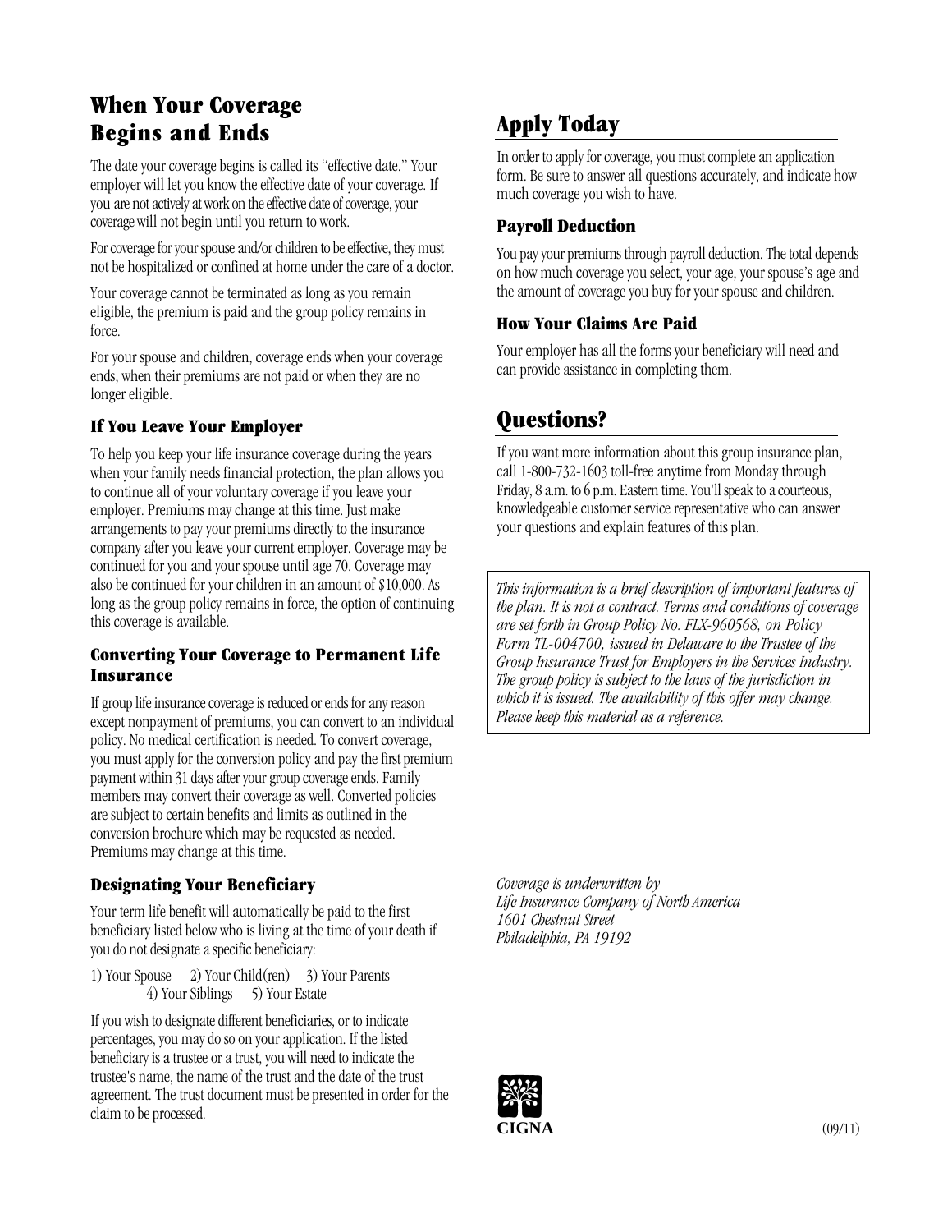## When Your Coverage Begins and Ends

The date your coverage begins is called its "effective date." Your employer will let you know the effective date of your coverage. If you are not actively at work on the effective date of coverage, your coverage will not begin until you return to work.

For coverage for your spouse and/or children to be effective, they must not be hospitalized or confined at home under the care of a doctor.

Your coverage cannot be terminated as long as you remain eligible, the premium is paid and the group policy remains in force.

For your spouse and children, coverage ends when your coverage ends, when their premiums are not paid or when they are no longer eligible.

### If You Leave Your Employer

To help you keep your life insurance coverage during the years when your family needs financial protection, the plan allows you to continue all of your voluntary coverage if you leave your employer. Premiums may change at this time. Just make arrangements to pay your premiums directly to the insurance company after you leave your current employer. Coverage may be continued for you and your spouse until age 70. Coverage may also be continued for your children in an amount of $10,000. As long as the group policy remains in force, the option of continuing this coverage is available.

### Converting Your Coverage to Permanent Life Insurance

If group life insurance coverage is reduced or ends for any reason except nonpayment of premiums, you can convert to an individual policy. No medical certification is needed. To convert coverage, you must apply for the conversion policy and pay the first premium payment within 31 days after your group coverage ends. Family members may convert their coverage as well. Converted policies are subject to certain benefits and limits as outlined in the conversion brochure which may be requested as needed. Premiums may change at this time.

### Designating Your Beneficiary

Your term life benefit will automatically be paid to the first beneficiary listed below who is living at the time of your death if you do not designate a specific beneficiary:

1) Your Spouse 2) Your Child(ren) 3) Your Parents 4) Your Siblings 5) Your Estate

If you wish to designate different beneficiaries, or to indicate percentages, you may do so on your application. If the listed beneficiary is a trustee or a trust, you will need to indicate the trustee's name, the name of the trust and the date of the trust agreement. The trust document must be presented in order for the claim to be processed.

## Apply Today

In order to apply for coverage, you must complete an application form. Be sure to answer all questions accurately, and indicate how much coverage you wish to have.

### Payroll Deduction

You pay your premiums through payroll deduction. The total depends on how much coverage you select, your age, your spouse's age and the amount of coverage you buy for your spouse and children.

### How Your Claims Are Paid

Your employer has all the forms your beneficiary will need and can provide assistance in completing them.

## Questions?

If you want more information about this group insurance plan, call 1-800-732-1603 toll-free anytime from Monday through Friday, 8 a.m. to 6 p.m. Eastern time. You'll speak to a courteous, knowledgeable customer service representative who can answer your questions and explain features of this plan.

*This information is a brief description of important features of the plan. It is not a contract. Terms and conditions of coverage are set forth in Group Policy No. FLX-960568, on Policy Form TL-004700, issued in Delaware to the Trustee of the Group Insurance Trust for Employers in the Services Industry. The group policy is subject to the laws of the jurisdiction in which it is issued. The availability of this offer may change. Please keep this material as a reference.*

*Coverage is underwritten by*
*Life Insurance Company of North America*
*1601 Chestnut Street*
*Philadelphia, PA 19192*

CIGNA

(09/11)